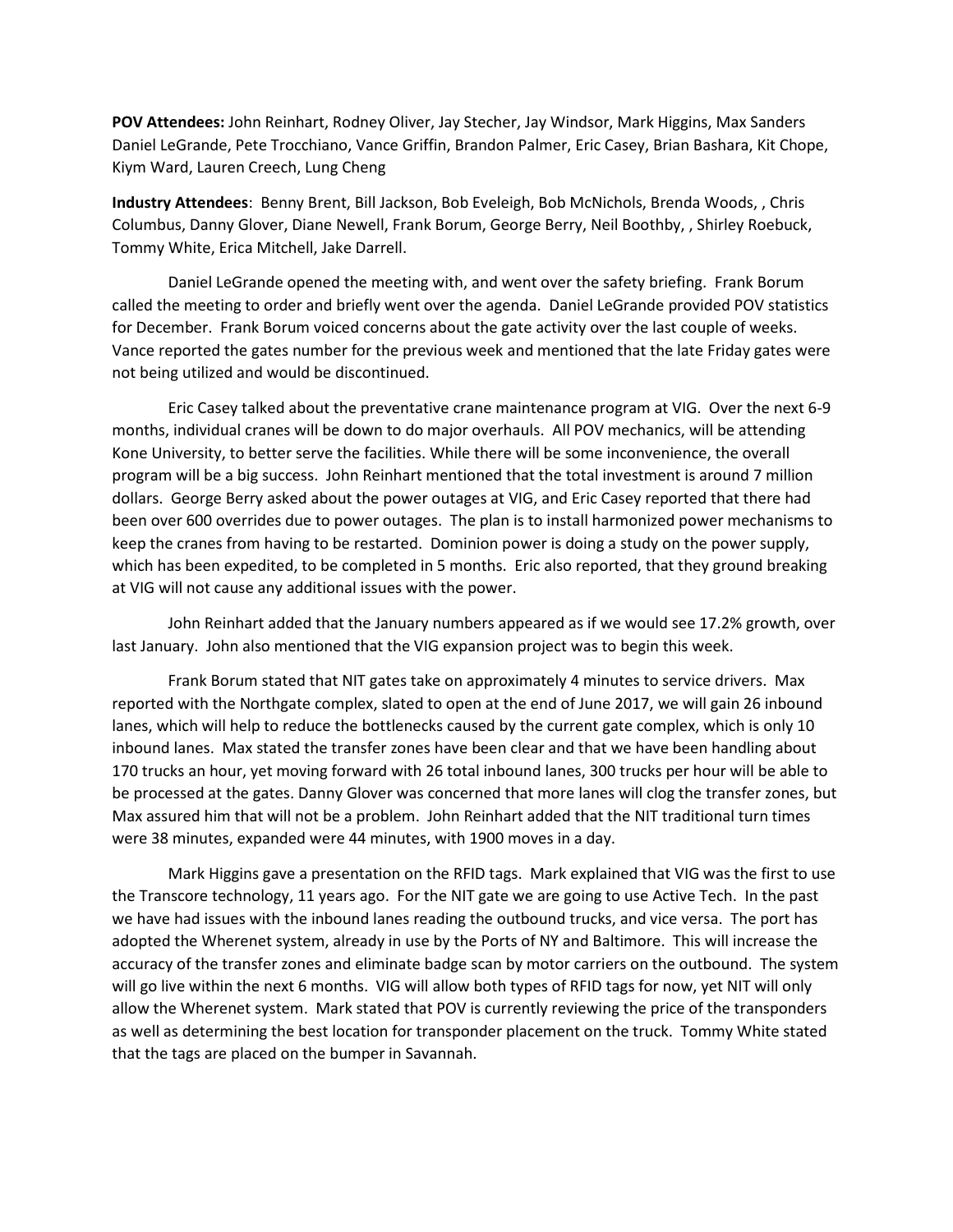**POV Attendees:** John Reinhart, Rodney Oliver, Jay Stecher, Jay Windsor, Mark Higgins, Max Sanders Daniel LeGrande, Pete Trocchiano, Vance Griffin, Brandon Palmer, Eric Casey, Brian Bashara, Kit Chope, Kiym Ward, Lauren Creech, Lung Cheng

**Industry Attendees**: Benny Brent, Bill Jackson, Bob Eveleigh, Bob McNichols, Brenda Woods, , Chris Columbus, Danny Glover, Diane Newell, Frank Borum, George Berry, Neil Boothby, , Shirley Roebuck, Tommy White, Erica Mitchell, Jake Darrell.

Daniel LeGrande opened the meeting with, and went over the safety briefing. Frank Borum called the meeting to order and briefly went over the agenda. Daniel LeGrande provided POV statistics for December. Frank Borum voiced concerns about the gate activity over the last couple of weeks. Vance reported the gates number for the previous week and mentioned that the late Friday gates were not being utilized and would be discontinued.

Eric Casey talked about the preventative crane maintenance program at VIG. Over the next 6-9 months, individual cranes will be down to do major overhauls. All POV mechanics, will be attending Kone University, to better serve the facilities. While there will be some inconvenience, the overall program will be a big success. John Reinhart mentioned that the total investment is around 7 million dollars. George Berry asked about the power outages at VIG, and Eric Casey reported that there had been over 600 overrides due to power outages. The plan is to install harmonized power mechanisms to keep the cranes from having to be restarted. Dominion power is doing a study on the power supply, which has been expedited, to be completed in 5 months. Eric also reported, that they ground breaking at VIG will not cause any additional issues with the power.

John Reinhart added that the January numbers appeared as if we would see 17.2% growth, over last January. John also mentioned that the VIG expansion project was to begin this week.

Frank Borum stated that NIT gates take on approximately 4 minutes to service drivers. Max reported with the Northgate complex, slated to open at the end of June 2017, we will gain 26 inbound lanes, which will help to reduce the bottlenecks caused by the current gate complex, which is only 10 inbound lanes. Max stated the transfer zones have been clear and that we have been handling about 170 trucks an hour, yet moving forward with 26 total inbound lanes, 300 trucks per hour will be able to be processed at the gates. Danny Glover was concerned that more lanes will clog the transfer zones, but Max assured him that will not be a problem. John Reinhart added that the NIT traditional turn times were 38 minutes, expanded were 44 minutes, with 1900 moves in a day.

Mark Higgins gave a presentation on the RFID tags. Mark explained that VIG was the first to use the Transcore technology, 11 years ago. For the NIT gate we are going to use Active Tech. In the past we have had issues with the inbound lanes reading the outbound trucks, and vice versa. The port has adopted the Wherenet system, already in use by the Ports of NY and Baltimore. This will increase the accuracy of the transfer zones and eliminate badge scan by motor carriers on the outbound. The system will go live within the next 6 months. VIG will allow both types of RFID tags for now, yet NIT will only allow the Wherenet system. Mark stated that POV is currently reviewing the price of the transponders as well as determining the best location for transponder placement on the truck. Tommy White stated that the tags are placed on the bumper in Savannah.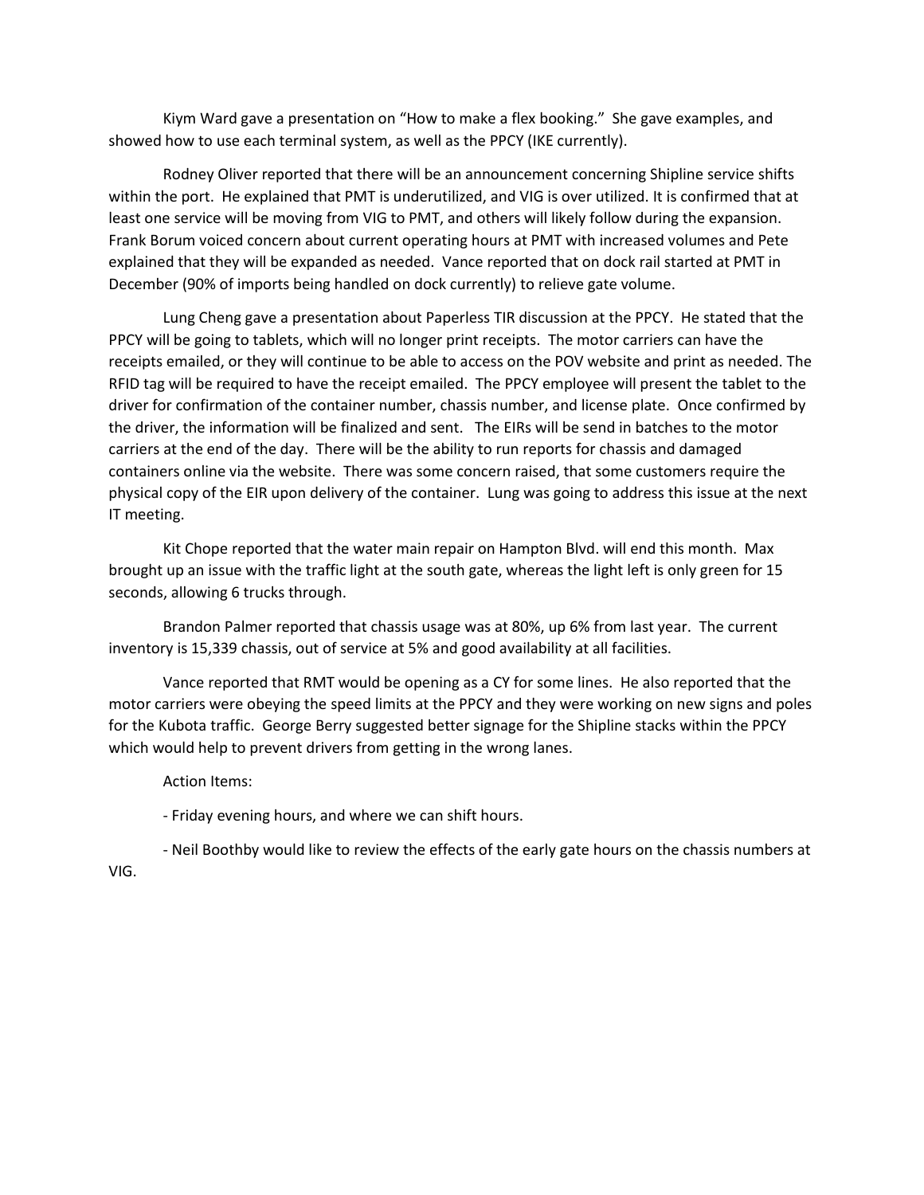Kiym Ward gave a presentation on "How to make a flex booking." She gave examples, and showed how to use each terminal system, as well as the PPCY (IKE currently).

Rodney Oliver reported that there will be an announcement concerning Shipline service shifts within the port. He explained that PMT is underutilized, and VIG is over utilized. It is confirmed that at least one service will be moving from VIG to PMT, and others will likely follow during the expansion. Frank Borum voiced concern about current operating hours at PMT with increased volumes and Pete explained that they will be expanded as needed. Vance reported that on dock rail started at PMT in December (90% of imports being handled on dock currently) to relieve gate volume.

Lung Cheng gave a presentation about Paperless TIR discussion at the PPCY. He stated that the PPCY will be going to tablets, which will no longer print receipts. The motor carriers can have the receipts emailed, or they will continue to be able to access on the POV website and print as needed. The RFID tag will be required to have the receipt emailed. The PPCY employee will present the tablet to the driver for confirmation of the container number, chassis number, and license plate. Once confirmed by the driver, the information will be finalized and sent. The EIRs will be send in batches to the motor carriers at the end of the day. There will be the ability to run reports for chassis and damaged containers online via the website. There was some concern raised, that some customers require the physical copy of the EIR upon delivery of the container. Lung was going to address this issue at the next IT meeting.

Kit Chope reported that the water main repair on Hampton Blvd. will end this month. Max brought up an issue with the traffic light at the south gate, whereas the light left is only green for 15 seconds, allowing 6 trucks through.

Brandon Palmer reported that chassis usage was at 80%, up 6% from last year. The current inventory is 15,339 chassis, out of service at 5% and good availability at all facilities.

Vance reported that RMT would be opening as a CY for some lines. He also reported that the motor carriers were obeying the speed limits at the PPCY and they were working on new signs and poles for the Kubota traffic. George Berry suggested better signage for the Shipline stacks within the PPCY which would help to prevent drivers from getting in the wrong lanes.

Action Items:

- Friday evening hours, and where we can shift hours.

- Neil Boothby would like to review the effects of the early gate hours on the chassis numbers at VIG.